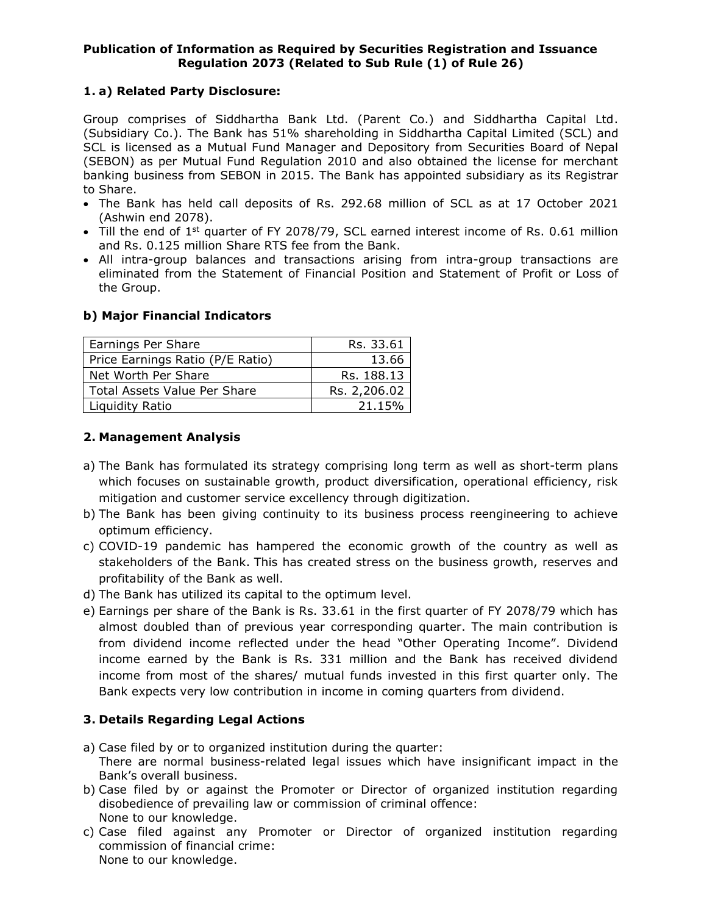# Publication of Information as Required by Securities Registration and Issuance Regulation 2073 (Related to Sub Rule (1) of Rule 26)

## 1. a) Related Party Disclosure:

Group comprises of Siddhartha Bank Ltd. (Parent Co.) and Siddhartha Capital Ltd. (Subsidiary Co.). The Bank has 51% shareholding in Siddhartha Capital Limited (SCL) and SCL is licensed as a Mutual Fund Manager and Depository from Securities Board of Nepal (SEBON) as per Mutual Fund Regulation 2010 and also obtained the license for merchant banking business from SEBON in 2015. The Bank has appointed subsidiary as its Registrar to Share.

- The Bank has held call deposits of Rs. 292.68 million of SCL as at 17 October 2021 (Ashwin end 2078).
- Till the end of 1st quarter of FY 2078/79, SCL earned interest income of Rs. 0.61 million and Rs. 0.125 million Share RTS fee from the Bank.
- All intra-group balances and transactions arising from intra-group transactions are eliminated from the Statement of Financial Position and Statement of Profit or Loss of the Group.

### b) Major Financial Indicators

| Earnings Per Share | Rs. 33.61 |
|---|---|
| Price Earnings Ratio (P/E Ratio) | 13.66 |
| Net Worth Per Share | Rs. 188.13 |
| Total Assets Value Per Share | Rs. 2,206.02 |
| Liquidity Ratio | 21.15% |

## 2. Management Analysis

a) The Bank has formulated its strategy comprising long term as well as short-term plans which focuses on sustainable growth, product diversification, operational efficiency, risk mitigation and customer service excellency through digitization.

b) The Bank has been giving continuity to its business process reengineering to achieve optimum efficiency.

c) COVID-19 pandemic has hampered the economic growth of the country as well as stakeholders of the Bank. This has created stress on the business growth, reserves and profitability of the Bank as well.

d) The Bank has utilized its capital to the optimum level.

e) Earnings per share of the Bank is Rs. 33.61 in the first quarter of FY 2078/79 which has almost doubled than of previous year corresponding quarter. The main contribution is from dividend income reflected under the head "Other Operating Income". Dividend income earned by the Bank is Rs. 331 million and the Bank has received dividend income from most of the shares/ mutual funds invested in this first quarter only. The Bank expects very low contribution in income in coming quarters from dividend.

## 3. Details Regarding Legal Actions

a) Case filed by or to organized institution during the quarter:
There are normal business-related legal issues which have insignificant impact in the Bank's overall business.

b) Case filed by or against the Promoter or Director of organized institution regarding disobedience of prevailing law or commission of criminal offence:
None to our knowledge.

c) Case filed against any Promoter or Director of organized institution regarding commission of financial crime:
None to our knowledge.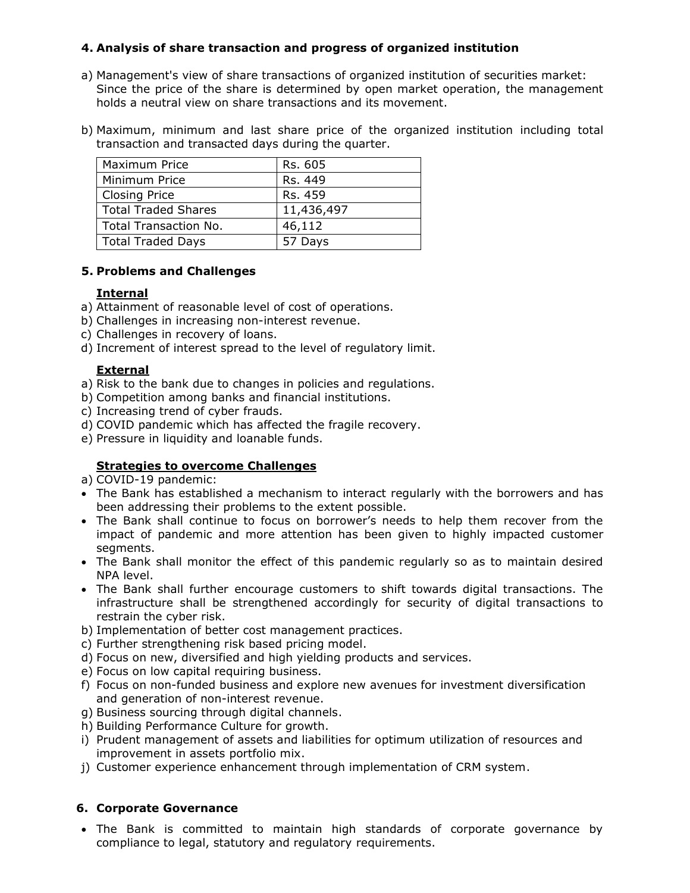## 4. Analysis of share transaction and progress of organized institution

a) Management's view of share transactions of organized institution of securities market: Since the price of the share is determined by open market operation, the management holds a neutral view on share transactions and its movement.

b) Maximum, minimum and last share price of the organized institution including total transaction and transacted days during the quarter.

| | |
|---|---|
| Maximum Price | Rs. 605 |
| Minimum Price | Rs. 449 |
| Closing Price | Rs. 459 |
| Total Traded Shares | 11,436,497 |
| Total Transaction No. | 46,112 |
| Total Traded Days | 57 Days |

## 5. Problems and Challenges

**Internal**

a) Attainment of reasonable level of cost of operations.
b) Challenges in increasing non-interest revenue.
c) Challenges in recovery of loans.
d) Increment of interest spread to the level of regulatory limit.

**External**

a) Risk to the bank due to changes in policies and regulations.
b) Competition among banks and financial institutions.
c) Increasing trend of cyber frauds.
d) COVID pandemic which has affected the fragile recovery.
e) Pressure in liquidity and loanable funds.

**Strategies to overcome Challenges**

a) COVID-19 pandemic:
- The Bank has established a mechanism to interact regularly with the borrowers and has been addressing their problems to the extent possible.
- The Bank shall continue to focus on borrower's needs to help them recover from the impact of pandemic and more attention has been given to highly impacted customer segments.
- The Bank shall monitor the effect of this pandemic regularly so as to maintain desired NPA level.
- The Bank shall further encourage customers to shift towards digital transactions. The infrastructure shall be strengthened accordingly for security of digital transactions to restrain the cyber risk.

b) Implementation of better cost management practices.
c) Further strengthening risk based pricing model.
d) Focus on new, diversified and high yielding products and services.
e) Focus on low capital requiring business.
f) Focus on non-funded business and explore new avenues for investment diversification and generation of non-interest revenue.
g) Business sourcing through digital channels.
h) Building Performance Culture for growth.
i) Prudent management of assets and liabilities for optimum utilization of resources and improvement in assets portfolio mix.
j) Customer experience enhancement through implementation of CRM system.

## 6. Corporate Governance

- The Bank is committed to maintain high standards of corporate governance by compliance to legal, statutory and regulatory requirements.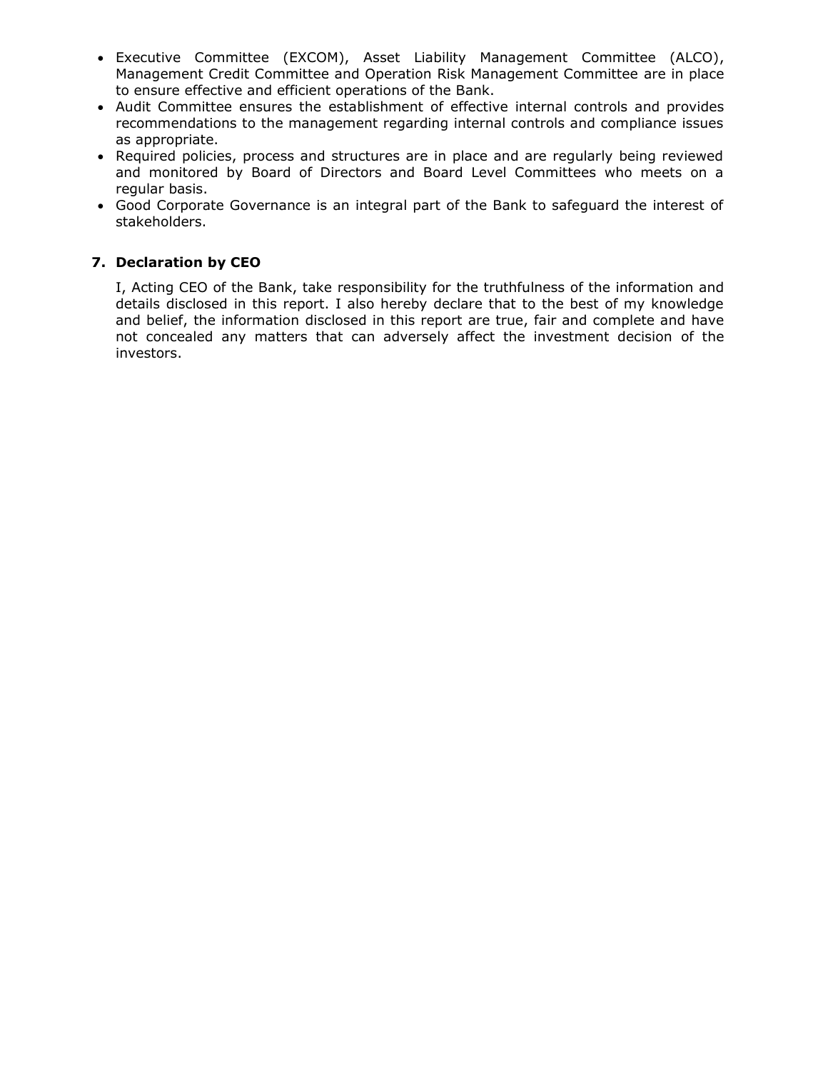- Executive Committee (EXCOM), Asset Liability Management Committee (ALCO), Management Credit Committee and Operation Risk Management Committee are in place to ensure effective and efficient operations of the Bank.
- Audit Committee ensures the establishment of effective internal controls and provides recommendations to the management regarding internal controls and compliance issues as appropriate.
- Required policies, process and structures are in place and are regularly being reviewed and monitored by Board of Directors and Board Level Committees who meets on a regular basis.
- Good Corporate Governance is an integral part of the Bank to safeguard the interest of stakeholders.

## 7. Declaration by CEO

I, Acting CEO of the Bank, take responsibility for the truthfulness of the information and details disclosed in this report. I also hereby declare that to the best of my knowledge and belief, the information disclosed in this report are true, fair and complete and have not concealed any matters that can adversely affect the investment decision of the investors.